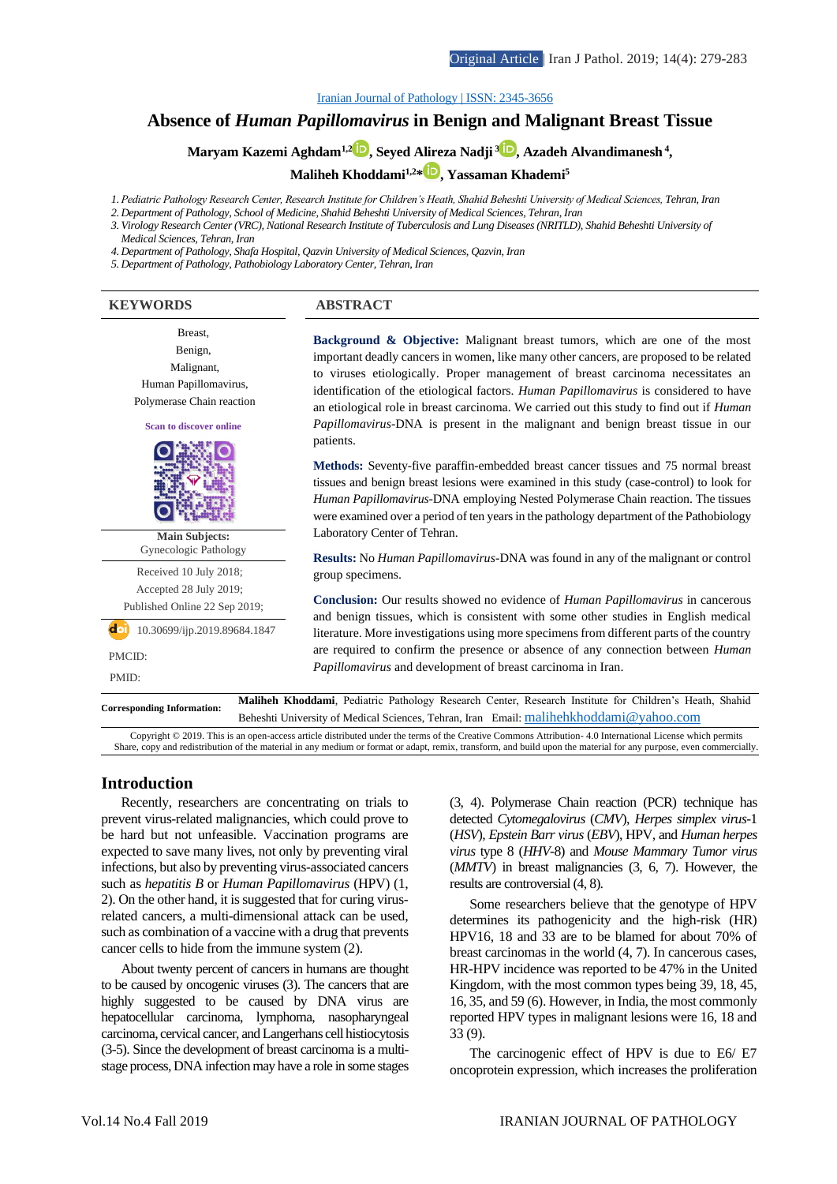Iranian Journal of Pathology | ISSN: 2345-3656

# Absence of *Human Papillomavirus* in Benign and Malignant Breast Tissue

**Maryam Kazemi Aghdam[1,2], Seyed Alireza Nadji[3], Azadeh Alvandimanesh[4], Maliheh Khoddami[1,2]*, Yassaman Khademi[5]**

1. *Pediatric Pathology Research Center, Research Institute for Children's Heath, Shahid Beheshti University of Medical Sciences, Tehran, Iran*
2. *Department of Pathology, School of Medicine, Shahid Beheshti University of Medical Sciences, Tehran, Iran*
3. *Virology Research Center (VRC), National Research Institute of Tuberculosis and Lung Diseases (NRITLD), Shahid Beheshti University of Medical Sciences, Tehran, Iran*
4. *Department of Pathology, Shafa Hospital, Qazvin University of Medical Sciences, Qazvin, Iran*
5. *Department of Pathology, Pathobiology Laboratory Center, Tehran, Iran*

## KEYWORDS

Breast,
Benign,
Malignant,
Human Papillomavirus,
Polymerase Chain reaction

Scan to discover online

**Main Subjects:**
Gynecologic Pathology

Received 10 July 2018;
Accepted 28 July 2019;
Published Online 22 Sep 2019;

10.30699/ijp.2019.89684.1847

PMCID:

PMID:

## ABSTRACT

**Background & Objective:** Malignant breast tumors, which are one of the most important deadly cancers in women, like many other cancers, are proposed to be related to viruses etiologically. Proper management of breast carcinoma necessitates an identification of the etiological factors. *Human Papillomavirus* is considered to have an etiological role in breast carcinoma. We carried out this study to find out if *Human Papillomavirus*-DNA is present in the malignant and benign breast tissue in our patients.

**Methods:** Seventy-five paraffin-embedded breast cancer tissues and 75 normal breast tissues and benign breast lesions were examined in this study (case-control) to look for *Human Papillomavirus*-DNA employing Nested Polymerase Chain reaction. The tissues were examined over a period of ten years in the pathology department of the Pathobiology Laboratory Center of Tehran.

**Results:** No *Human Papillomavirus*-DNA was found in any of the malignant or control group specimens.

**Conclusion:** Our results showed no evidence of *Human Papillomavirus* in cancerous and benign tissues, which is consistent with some other studies in English medical literature. More investigations using more specimens from different parts of the country are required to confirm the presence or absence of any connection between *Human Papillomavirus* and development of breast carcinoma in Iran.

**Corresponding Information:** **Maliheh Khoddami**, Pediatric Pathology Research Center, Research Institute for Children's Heath, Shahid Beheshti University of Medical Sciences, Tehran, Iran Email: malihehkhoddami@yahoo.com

Copyright © 2019. This is an open-access article distributed under the terms of the Creative Commons Attribution- 4.0 International License which permits Share, copy and redistribution of the material in any medium or format or adapt, remix, transform, and build upon the material for any purpose, even commercially.

## Introduction

Recently, researchers are concentrating on trials to prevent virus-related malignancies, which could prove to be hard but not unfeasible. Vaccination programs are expected to save many lives, not only by preventing viral infections, but also by preventing virus-associated cancers such as *hepatitis B* or *Human Papillomavirus* (HPV) (1, 2). On the other hand, it is suggested that for curing virus-related cancers, a multi-dimensional attack can be used, such as combination of a vaccine with a drug that prevents cancer cells to hide from the immune system (2).

About twenty percent of cancers in humans are thought to be caused by oncogenic viruses (3). The cancers that are highly suggested to be caused by DNA virus are hepatocellular carcinoma, lymphoma, nasopharyngeal carcinoma, cervical cancer, and Langerhans cell histiocytosis (3-5). Since the development of breast carcinoma is a multi-stage process, DNA infection may have a role in some stages (3, 4). Polymerase Chain reaction (PCR) technique has detected *Cytomegalovirus* (*CMV*), *Herpes simplex virus*-1 (*HSV*), *Epstein Barr virus* (*EBV*), HPV, and *Human herpes virus* type 8 (*HHV*-8) and *Mouse Mammary Tumor virus* (*MMTV*) in breast malignancies (3, 6, 7). However, the results are controversial (4, 8).

Some researchers believe that the genotype of HPV determines its pathogenicity and the high-risk (HR) HPV16, 18 and 33 are to be blamed for about 70% of breast carcinomas in the world (4, 7). In cancerous cases, HR-HPV incidence was reported to be 47% in the United Kingdom, with the most common types being 39, 18, 45, 16, 35, and 59 (6). However, in India, the most commonly reported HPV types in malignant lesions were 16, 18 and 33 (9).

The carcinogenic effect of HPV is due to E6/ E7 oncoprotein expression, which increases the proliferation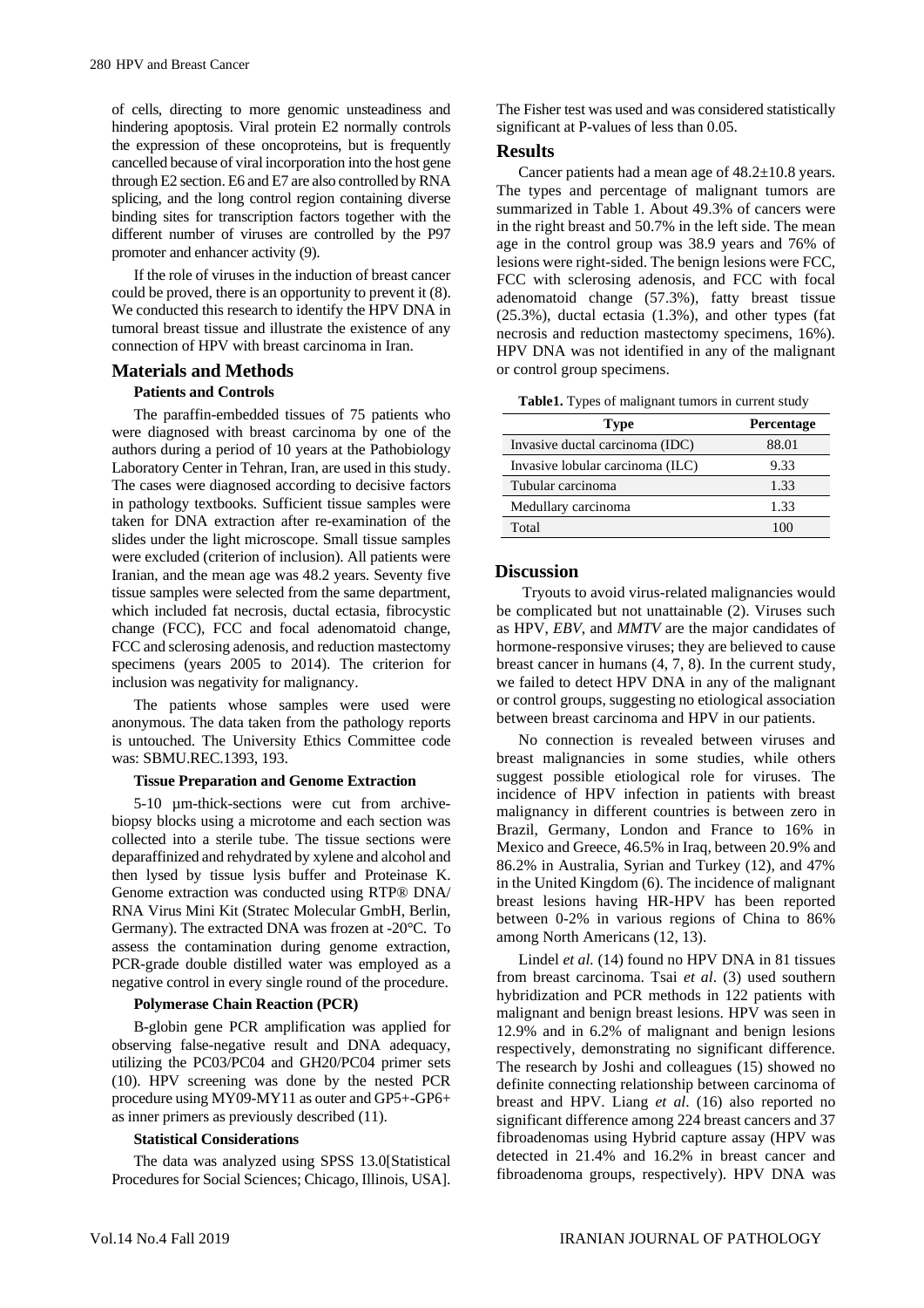of cells, directing to more genomic unsteadiness and hindering apoptosis. Viral protein E2 normally controls the expression of these oncoproteins, but is frequently cancelled because of viral incorporation into the host gene through E2 section. E6 and E7 are also controlled by RNA splicing, and the long control region containing diverse binding sites for transcription factors together with the different number of viruses are controlled by the P97 promoter and enhancer activity (9).

If the role of viruses in the induction of breast cancer could be proved, there is an opportunity to prevent it (8). We conducted this research to identify the HPV DNA in tumoral breast tissue and illustrate the existence of any connection of HPV with breast carcinoma in Iran.

## Materials and Methods

### Patients and Controls

The paraffin-embedded tissues of 75 patients who were diagnosed with breast carcinoma by one of the authors during a period of 10 years at the Pathobiology Laboratory Center in Tehran, Iran, are used in this study. The cases were diagnosed according to decisive factors in pathology textbooks. Sufficient tissue samples were taken for DNA extraction after re-examination of the slides under the light microscope. Small tissue samples were excluded (criterion of inclusion). All patients were Iranian, and the mean age was 48.2 years. Seventy five tissue samples were selected from the same department, which included fat necrosis, ductal ectasia, fibrocystic change (FCC), FCC and focal adenomatoid change, FCC and sclerosing adenosis, and reduction mastectomy specimens (years 2005 to 2014). The criterion for inclusion was negativity for malignancy.

The patients whose samples were used were anonymous. The data taken from the pathology reports is untouched. The University Ethics Committee code was: SBMU.REC.1393, 193.

### Tissue Preparation and Genome Extraction

5-10 µm-thick-sections were cut from archive-biopsy blocks using a microtome and each section was collected into a sterile tube. The tissue sections were deparaffinized and rehydrated by xylene and alcohol and then lysed by tissue lysis buffer and Proteinase K. Genome extraction was conducted using RTP® DNA/RNA Virus Mini Kit (Stratec Molecular GmbH, Berlin, Germany). The extracted DNA was frozen at -20°C. To assess the contamination during genome extraction, PCR-grade double distilled water was employed as a negative control in every single round of the procedure.

### Polymerase Chain Reaction (PCR)

B-globin gene PCR amplification was applied for observing false-negative result and DNA adequacy, utilizing the PC03/PC04 and GH20/PC04 primer sets (10). HPV screening was done by the nested PCR procedure using MY09-MY11 as outer and GP5+-GP6+ as inner primers as previously described (11).

### Statistical Considerations

The data was analyzed using SPSS 13.0[Statistical Procedures for Social Sciences; Chicago, Illinois, USA]. The Fisher test was used and was considered statistically significant at P-values of less than 0.05.

## Results

Cancer patients had a mean age of 48.2±10.8 years. The types and percentage of malignant tumors are summarized in Table 1. About 49.3% of cancers were in the right breast and 50.7% in the left side. The mean age in the control group was 38.9 years and 76% of lesions were right-sided. The benign lesions were FCC, FCC with sclerosing adenosis, and FCC with focal adenomatoid change (57.3%), fatty breast tissue (25.3%), ductal ectasia (1.3%), and other types (fat necrosis and reduction mastectomy specimens, 16%). HPV DNA was not identified in any of the malignant or control group specimens.

**Table1.** Types of malignant tumors in current study

| Type | Percentage |
|---|---|
| Invasive ductal carcinoma (IDC) | 88.01 |
| Invasive lobular carcinoma (ILC) | 9.33 |
| Tubular carcinoma | 1.33 |
| Medullary carcinoma | 1.33 |
| Total | 100 |

## Discussion

Tryouts to avoid virus-related malignancies would be complicated but not unattainable (2). Viruses such as HPV, *EBV*, and *MMTV* are the major candidates of hormone-responsive viruses; they are believed to cause breast cancer in humans (4, 7, 8). In the current study, we failed to detect HPV DNA in any of the malignant or control groups, suggesting no etiological association between breast carcinoma and HPV in our patients.

No connection is revealed between viruses and breast malignancies in some studies, while others suggest possible etiological role for viruses. The incidence of HPV infection in patients with breast malignancy in different countries is between zero in Brazil, Germany, London and France to 16% in Mexico and Greece, 46.5% in Iraq, between 20.9% and 86.2% in Australia, Syrian and Turkey (12), and 47% in the United Kingdom (6). The incidence of malignant breast lesions having HR-HPV has been reported between 0-2% in various regions of China to 86% among North Americans (12, 13).

Lindel *et al.* (14) found no HPV DNA in 81 tissues from breast carcinoma. Tsai *et al*. (3) used southern hybridization and PCR methods in 122 patients with malignant and benign breast lesions. HPV was seen in 12.9% and in 6.2% of malignant and benign lesions respectively, demonstrating no significant difference. The research by Joshi and colleagues (15) showed no definite connecting relationship between carcinoma of breast and HPV. Liang *et al*. (16) also reported no significant difference among 224 breast cancers and 37 fibroadenomas using Hybrid capture assay (HPV was detected in 21.4% and 16.2% in breast cancer and fibroadenoma groups, respectively). HPV DNA was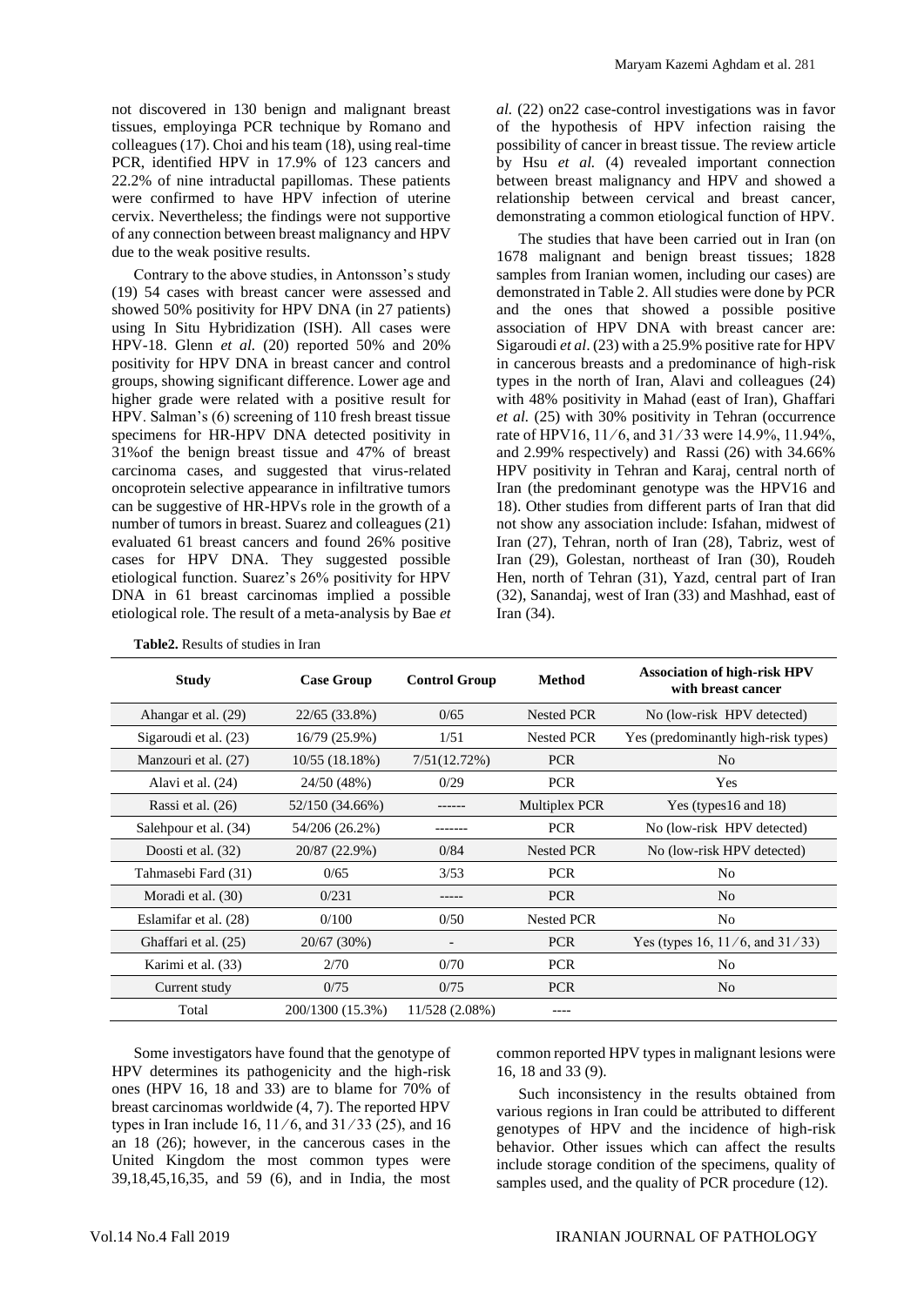not discovered in 130 benign and malignant breast tissues, employinga PCR technique by Romano and colleagues (17). Choi and his team (18), using real-time PCR, identified HPV in 17.9% of 123 cancers and 22.2% of nine intraductal papillomas. These patients were confirmed to have HPV infection of uterine cervix. Nevertheless; the findings were not supportive of any connection between breast malignancy and HPV due to the weak positive results.

Contrary to the above studies, in Antonsson's study (19) 54 cases with breast cancer were assessed and showed 50% positivity for HPV DNA (in 27 patients) using In Situ Hybridization (ISH). All cases were HPV-18. Glenn *et al.* (20) reported 50% and 20% positivity for HPV DNA in breast cancer and control groups, showing significant difference. Lower age and higher grade were related with a positive result for HPV. Salman's (6) screening of 110 fresh breast tissue specimens for HR-HPV DNA detected positivity in 31%of the benign breast tissue and 47% of breast carcinoma cases, and suggested that virus-related oncoprotein selective appearance in infiltrative tumors can be suggestive of HR-HPVs role in the growth of a number of tumors in breast. Suarez and colleagues (21) evaluated 61 breast cancers and found 26% positive cases for HPV DNA. They suggested possible etiological function. Suarez's 26% positivity for HPV DNA in 61 breast carcinomas implied a possible etiological role. The result of a meta-analysis by Bae *et al.* (22) on22 case-control investigations was in favor of the hypothesis of HPV infection raising the possibility of cancer in breast tissue. The review article by Hsu *et al.* (4) revealed important connection between breast malignancy and HPV and showed a relationship between cervical and breast cancer, demonstrating a common etiological function of HPV.

The studies that have been carried out in Iran (on 1678 malignant and benign breast tissues; 1828 samples from Iranian women, including our cases) are demonstrated in Table 2. All studies were done by PCR and the ones that showed a possible positive association of HPV DNA with breast cancer are: Sigaroudi *et al*. (23) with a 25.9% positive rate for HPV in cancerous breasts and a predominance of high-risk types in the north of Iran, Alavi and colleagues (24) with 48% positivity in Mahad (east of Iran), Ghaffari *et al.* (25) with 30% positivity in Tehran (occurrence rate of HPV16, 11⁄6, and 31⁄33 were 14.9%, 11.94%, and 2.99% respectively) and Rassi (26) with 34.66% HPV positivity in Tehran and Karaj, central north of Iran (the predominant genotype was the HPV16 and 18). Other studies from different parts of Iran that did not show any association include: Isfahan, midwest of Iran (27), Tehran, north of Iran (28), Tabriz, west of Iran (29), Golestan, northeast of Iran (30), Roudeh Hen, north of Tehran (31), Yazd, central part of Iran (32), Sanandaj, west of Iran (33) and Mashhad, east of Iran (34).

**Table2.** Results of studies in Iran

| Study | Case Group | Control Group | Method | Association of high-risk HPV with breast cancer |
|---|---|---|---|---|
| Ahangar et al. (29) | 22/65 (33.8%) | 0/65 | Nested PCR | No (low-risk HPV detected) |
| Sigaroudi et al. (23) | 16/79 (25.9%) | 1/51 | Nested PCR | Yes (predominantly high-risk types) |
| Manzouri et al. (27) | 10/55 (18.18%) | 7/51(12.72%) | PCR | No |
| Alavi et al. (24) | 24/50 (48%) | 0/29 | PCR | Yes |
| Rassi et al. (26) | 52/150 (34.66%) | ------ | Multiplex PCR | Yes (types16 and 18) |
| Salehpour et al. (34) | 54/206 (26.2%) | ------- | PCR | No (low-risk HPV detected) |
| Doosti et al. (32) | 20/87 (22.9%) | 0/84 | Nested PCR | No (low-risk HPV detected) |
| Tahmasebi Fard (31) | 0/65 | 3/53 | PCR | No |
| Moradi et al. (30) | 0/231 | ----- | PCR | No |
| Eslamifar et al. (28) | 0/100 | 0/50 | Nested PCR | No |
| Ghaffari et al. (25) | 20/67 (30%) | - | PCR | Yes (types 16, 11⁄6, and 31⁄33) |
| Karimi et al. (33) | 2/70 | 0/70 | PCR | No |
| Current study | 0/75 | 0/75 | PCR | No |
| Total | 200/1300 (15.3%) | 11/528 (2.08%) | ---- | |

Some investigators have found that the genotype of HPV determines its pathogenicity and the high-risk ones (HPV 16, 18 and 33) are to blame for 70% of breast carcinomas worldwide (4, 7). The reported HPV types in Iran include 16, 11⁄6, and 31⁄33 (25), and 16 an 18 (26); however, in the cancerous cases in the United Kingdom the most common types were 39,18,45,16,35, and 59 (6), and in India, the most common reported HPV types in malignant lesions were 16, 18 and 33 (9).

Such inconsistency in the results obtained from various regions in Iran could be attributed to different genotypes of HPV and the incidence of high-risk behavior. Other issues which can affect the results include storage condition of the specimens, quality of samples used, and the quality of PCR procedure (12).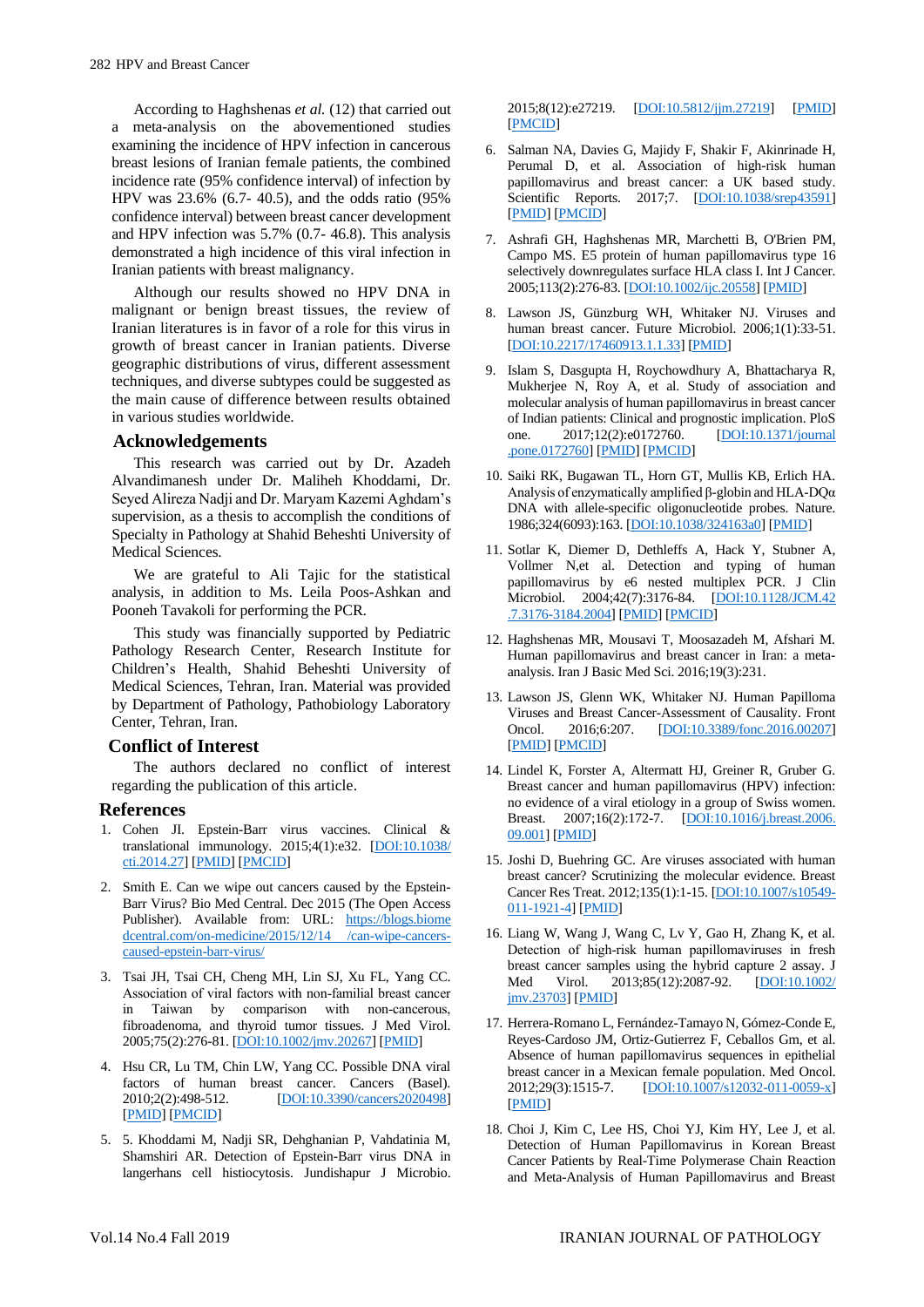According to Haghshenas *et al.* (12) that carried out a meta-analysis on the abovementioned studies examining the incidence of HPV infection in cancerous breast lesions of Iranian female patients, the combined incidence rate (95% confidence interval) of infection by HPV was 23.6% (6.7- 40.5), and the odds ratio (95% confidence interval) between breast cancer development and HPV infection was 5.7% (0.7- 46.8). This analysis demonstrated a high incidence of this viral infection in Iranian patients with breast malignancy.

Although our results showed no HPV DNA in malignant or benign breast tissues, the review of Iranian literatures is in favor of a role for this virus in growth of breast cancer in Iranian patients. Diverse geographic distributions of virus, different assessment techniques, and diverse subtypes could be suggested as the main cause of difference between results obtained in various studies worldwide.

## Acknowledgements

This research was carried out by Dr. Azadeh Alvandimanesh under Dr. Maliheh Khoddami, Dr. Seyed Alireza Nadji and Dr. Maryam Kazemi Aghdam's supervision, as a thesis to accomplish the conditions of Specialty in Pathology at Shahid Beheshti University of Medical Sciences.

We are grateful to Ali Tajic for the statistical analysis, in addition to Ms. Leila Poos-Ashkan and Pooneh Tavakoli for performing the PCR.

This study was financially supported by Pediatric Pathology Research Center, Research Institute for Children's Health, Shahid Beheshti University of Medical Sciences, Tehran, Iran. Material was provided by Department of Pathology, Pathobiology Laboratory Center, Tehran, Iran.

## Conflict of Interest

The authors declared no conflict of interest regarding the publication of this article.

## References

1. Cohen JI. Epstein-Barr virus vaccines. Clinical & translational immunology. 2015;4(1):e32. [DOI:10.1038/cti.2014.27] [PMID] [PMCID]
2. Smith E. Can we wipe out cancers caused by the Epstein-Barr Virus? Bio Med Central. Dec 2015 (The Open Access Publisher). Available from: URL: https://blogs.biomedcentral.com/on-medicine/2015/12/14 /can-wipe-cancers-caused-epstein-barr-virus/
3. Tsai JH, Tsai CH, Cheng MH, Lin SJ, Xu FL, Yang CC. Association of viral factors with non-familial breast cancer in Taiwan by comparison with non-cancerous, fibroadenoma, and thyroid tumor tissues. J Med Virol. 2005;75(2):276-81. [DOI:10.1002/jmv.20267] [PMID]
4. Hsu CR, Lu TM, Chin LW, Yang CC. Possible DNA viral factors of human breast cancer. Cancers (Basel). 2010;2(2):498-512. [DOI:10.3390/cancers2020498] [PMID] [PMCID]
5. 5. Khoddami M, Nadji SR, Dehghanian P, Vahdatinia M, Shamshiri AR. Detection of Epstein-Barr virus DNA in langerhans cell histiocytosis. Jundishapur J Microbio. 2015;8(12):e27219. [DOI:10.5812/jjm.27219] [PMID] [PMCID]
6. Salman NA, Davies G, Majidy F, Shakir F, Akinrinade H, Perumal D, et al. Association of high-risk human papillomavirus and breast cancer: a UK based study. Scientific Reports. 2017;7. [DOI:10.1038/srep43591] [PMID] [PMCID]
7. Ashrafi GH, Haghshenas MR, Marchetti B, O'Brien PM, Campo MS. E5 protein of human papillomavirus type 16 selectively downregulates surface HLA class I. Int J Cancer. 2005;113(2):276-83. [DOI:10.1002/ijc.20558] [PMID]
8. Lawson JS, Günzburg WH, Whitaker NJ. Viruses and human breast cancer. Future Microbiol. 2006;1(1):33-51. [DOI:10.2217/17460913.1.1.33] [PMID]
9. Islam S, Dasgupta H, Roychowdhury A, Bhattacharya R, Mukherjee N, Roy A, et al. Study of association and molecular analysis of human papillomavirus in breast cancer of Indian patients: Clinical and prognostic implication. PloS one. 2017;12(2):e0172760. [DOI:10.1371/journal.pone.0172760] [PMID] [PMCID]
10. Saiki RK, Bugawan TL, Horn GT, Mullis KB, Erlich HA. Analysis of enzymatically amplified β-globin and HLA-DQα DNA with allele-specific oligonucleotide probes. Nature. 1986;324(6093):163. [DOI:10.1038/324163a0] [PMID]
11. Sotlar K, Diemer D, Dethleffs A, Hack Y, Stubner A, Vollmer N,et al. Detection and typing of human papillomavirus by e6 nested multiplex PCR. J Clin Microbiol. 2004;42(7):3176-84. [DOI:10.1128/JCM.42.7.3176-3184.2004] [PMID] [PMCID]
12. Haghshenas MR, Mousavi T, Moosazadeh M, Afshari M. Human papillomavirus and breast cancer in Iran: a meta-analysis. Iran J Basic Med Sci. 2016;19(3):231.
13. Lawson JS, Glenn WK, Whitaker NJ. Human Papilloma Viruses and Breast Cancer-Assessment of Causality. Front Oncol. 2016;6:207. [DOI:10.3389/fonc.2016.00207] [PMID] [PMCID]
14. Lindel K, Forster A, Altermatt HJ, Greiner R, Gruber G. Breast cancer and human papillomavirus (HPV) infection: no evidence of a viral etiology in a group of Swiss women. Breast. 2007;16(2):172-7. [DOI:10.1016/j.breast.2006.09.001] [PMID]
15. Joshi D, Buehring GC. Are viruses associated with human breast cancer? Scrutinizing the molecular evidence. Breast Cancer Res Treat. 2012;135(1):1-15. [DOI:10.1007/s10549-011-1921-4] [PMID]
16. Liang W, Wang J, Wang C, Lv Y, Gao H, Zhang K, et al. Detection of high-risk human papillomaviruses in fresh breast cancer samples using the hybrid capture 2 assay. J Med Virol. 2013;85(12):2087-92. [DOI:10.1002/jmv.23703] [PMID]
17. Herrera-Romano L, Fernández-Tamayo N, Gómez-Conde E, Reyes-Cardoso JM, Ortiz-Gutierrez F, Ceballos Gm, et al. Absence of human papillomavirus sequences in epithelial breast cancer in a Mexican female population. Med Oncol. 2012;29(3):1515-7. [DOI:10.1007/s12032-011-0059-x] [PMID]
18. Choi J, Kim C, Lee HS, Choi YJ, Kim HY, Lee J, et al. Detection of Human Papillomavirus in Korean Breast Cancer Patients by Real-Time Polymerase Chain Reaction and Meta-Analysis of Human Papillomavirus and Breast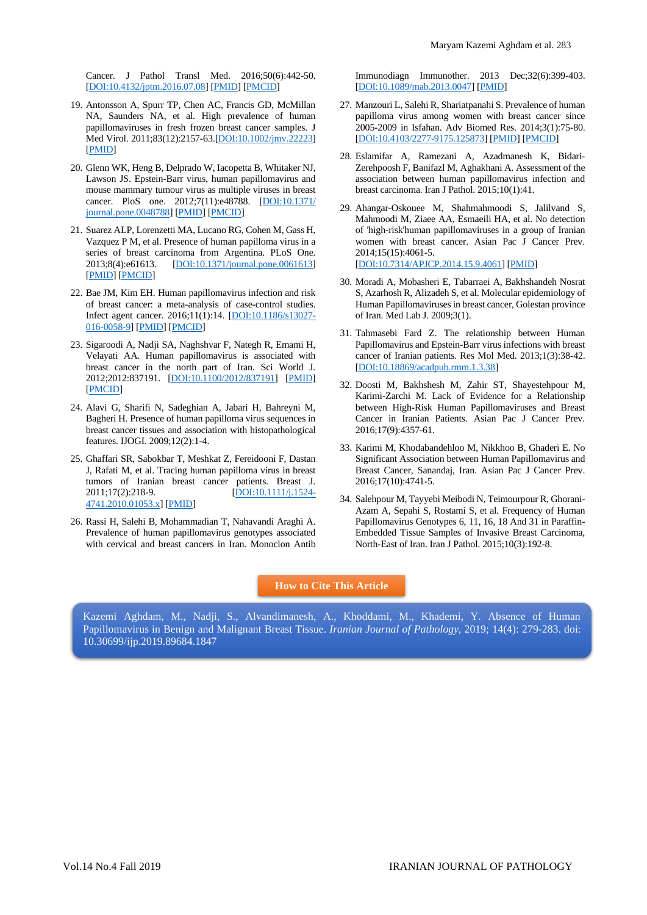Cancer. J Pathol Transl Med. 2016;50(6):442-50. [DOI:10.4132/jptm.2016.07.08] [PMID] [PMCID]

19. Antonsson A, Spurr TP, Chen AC, Francis GD, McMillan NA, Saunders NA, et al. High prevalence of human papillomaviruses in fresh frozen breast cancer samples. J Med Virol. 2011;83(12):2157-63.[DOI:10.1002/jmv.22223] [PMID]

20. Glenn WK, Heng B, Delprado W, Iacopetta B, Whitaker NJ, Lawson JS. Epstein-Barr virus, human papillomavirus and mouse mammary tumour virus as multiple viruses in breast cancer. PloS one. 2012;7(11):e48788. [DOI:10.1371/journal.pone.0048788] [PMID] [PMCID]

21. Suarez ALP, Lorenzetti MA, Lucano RG, Cohen M, Gass H, Vazquez P M, et al. Presence of human papilloma virus in a series of breast carcinoma from Argentina. PLoS One. 2013;8(4):e61613. [DOI:10.1371/journal.pone.0061613] [PMID] [PMCID]

22. Bae JM, Kim EH. Human papillomavirus infection and risk of breast cancer: a meta-analysis of case-control studies. Infect agent cancer. 2016;11(1):14. [DOI:10.1186/s13027-016-0058-9] [PMID] [PMCID]

23. Sigaroodi A, Nadji SA, Naghshvar F, Nategh R, Emami H, Velayati AA. Human papillomavirus is associated with breast cancer in the north part of Iran. Sci World J. 2012;2012:837191. [DOI:10.1100/2012/837191] [PMID] [PMCID]

24. Alavi G, Sharifi N, Sadeghian A, Jabari H, Bahreyni M, Bagheri H. Presence of human papilloma virus sequences in breast cancer tissues and association with histopathological features. IJOGI. 2009;12(2):1-4.

25. Ghaffari SR, Sabokbar T, Meshkat Z, Fereidooni F, Dastan J, Rafati M, et al. Tracing human papilloma virus in breast tumors of Iranian breast cancer patients. Breast J. 2011;17(2):218-9. [DOI:10.1111/j.1524-4741.2010.01053.x] [PMID]

26. Rassi H, Salehi B, Mohammadian T, Nahavandi Araghi A. Prevalence of human papilloma virus genotypes associated with cervical and breast cancers in Iran. Monoclon Antib Immunodiagn Immunother. 2013 Dec;32(6):399-403. [DOI:10.1089/mab.2013.0047] [PMID]

27. Manzouri L, Salehi R, Shariatpanahi S. Prevalence of human papilloma virus among women with breast cancer since 2005-2009 in Isfahan. Adv Biomed Res. 2014;3(1):75-80. [DOI:10.4103/2277-9175.125873] [PMID] [PMCID]

28. Eslamifar A, Ramezani A, Azadmanesh K, Bidari-Zerehpoosh F, Banifazl M, Aghakhani A. Assessment of the association between human papillomavirus infection and breast carcinoma. Iran J Pathol. 2015;10(1):41.

29. Ahangar-Oskouee M, Shahmahmoodi S, Jalilvand S, Mahmoodi M, Ziaee AA, Esmaeili HA, et al. No detection of 'high-risk'human papillomaviruses in a group of Iranian women with breast cancer. Asian Pac J Cancer Prev. 2014;15(15):4061-5. [DOI:10.7314/APJCP.2014.15.9.4061] [PMID]

30. Moradi A, Mobasheri E, Tabarraei A, Bakhshandeh Nosrat S, Azarhosh R, Alizadeh S, et al. Molecular epidemiology of Human Papillomaviruses in breast cancer, Golestan province of Iran. Med Lab J. 2009;3(1).

31. Tahmasebi Fard Z. The relationship between Human Papillomavirus and Epstein-Barr virus infections with breast cancer of Iranian patients. Res Mol Med. 2013;1(3):38-42. [DOI:10.18869/acadpub.rmm.1.3.38]

32. Doosti M, Bakhshesh M, Zahir ST, Shayestehpour M, Karimi-Zarchi M. Lack of Evidence for a Relationship between High-Risk Human Papillomaviruses and Breast Cancer in Iranian Patients. Asian Pac J Cancer Prev. 2016;17(9):4357-61.

33. Karimi M, Khodabandehloo M, Nikkhoo B, Ghaderi E. No Significant Association between Human Papillomavirus and Breast Cancer, Sanandaj, Iran. Asian Pac J Cancer Prev. 2016;17(10):4741-5.

34. Salehpour M, Tayyebi Meibodi N, Teimourpour R, Ghorani-Azam A, Sepahi S, Rostami S, et al. Frequency of Human Papillomavirus Genotypes 6, 11, 16, 18 And 31 in Paraffin-Embedded Tissue Samples of Invasive Breast Carcinoma, North-East of Iran. Iran J Pathol. 2015;10(3):192-8.

**How to Cite This Article**

Kazemi Aghdam, M., Nadji, S., Alvandimanesh, A., Khoddami, M., Khademi, Y. Absence of Human Papillomavirus in Benign and Malignant Breast Tissue. *Iranian Journal of Pathology*, 2019; 14(4): 279-283. doi: 10.30699/ijp.2019.89684.1847